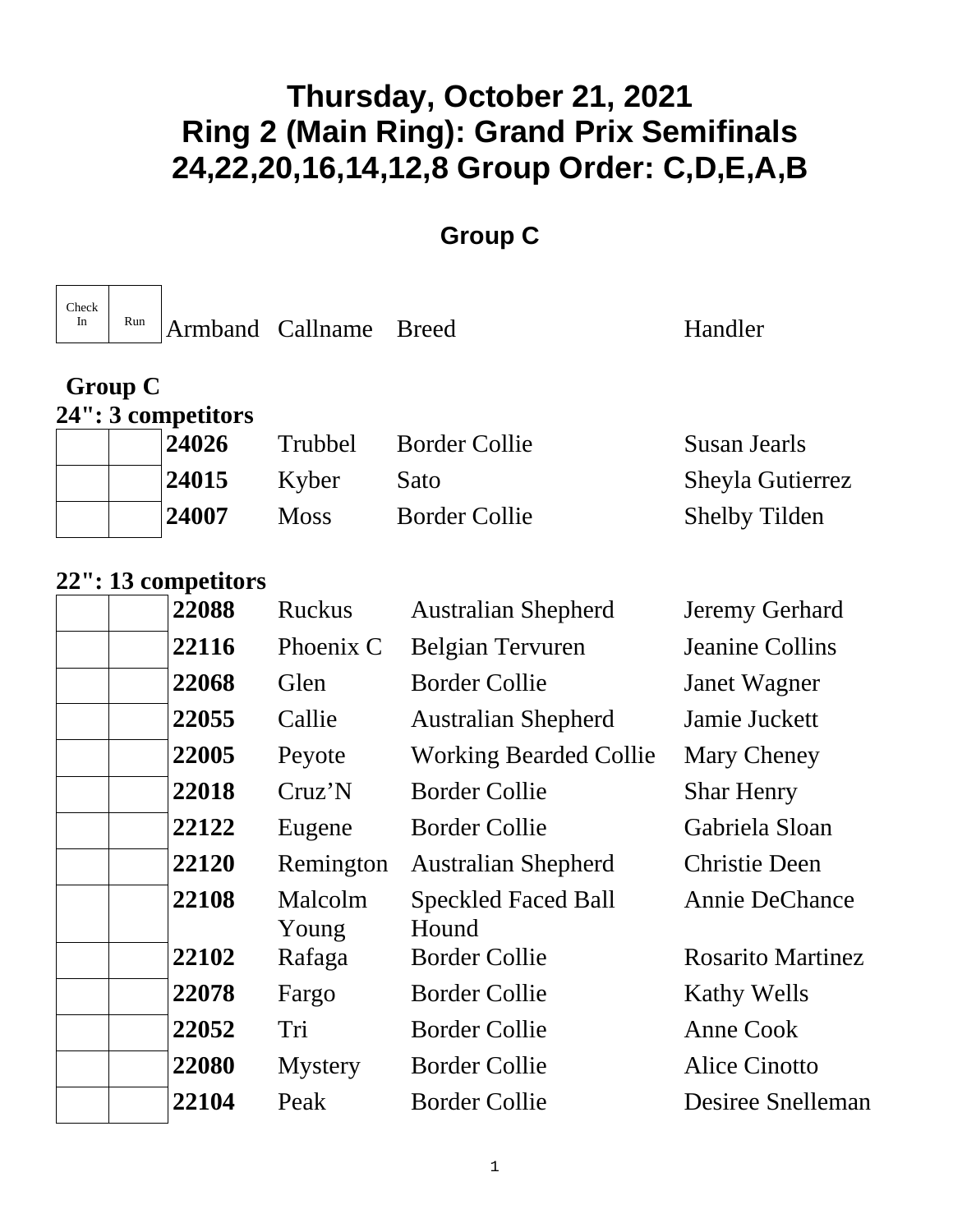# Thursday, October 21, 2021
# Ring 2 (Main Ring): Grand Prix Semifinals
# 24,22,20,16,14,12,8 Group Order: C,D,E,A,B

## Group C

**Group C**

**24": 3 competitors**

| Check In | Run | Armband | Callname | Breed | Handler |
|---|---|---|---|---|---|
| | | **24026** | Trubbel | Border Collie | Susan Jearls |
| | | **24015** | Kyber | Sato | Sheyla Gutierrez |
| | | **24007** | Moss | Border Collie | Shelby Tilden |

**22": 13 competitors**

| Check In | Run | Armband | Callname | Breed | Handler |
|---|---|---|---|---|---|
| | | **22088** | Ruckus | Australian Shepherd | Jeremy Gerhard |
| | | **22116** | Phoenix C | Belgian Tervuren | Jeanine Collins |
| | | **22068** | Glen | Border Collie | Janet Wagner |
| | | **22055** | Callie | Australian Shepherd | Jamie Juckett |
| | | **22005** | Peyote | Working Bearded Collie | Mary Cheney |
| | | **22018** | Cruz'N | Border Collie | Shar Henry |
| | | **22122** | Eugene | Border Collie | Gabriela Sloan |
| | | **22120** | Remington | Australian Shepherd | Christie Deen |
| | | **22108** | Malcolm Young | Speckled Faced Ball Hound | Annie DeChance |
| | | **22102** | Rafaga | Border Collie | Rosarito Martinez |
| | | **22078** | Fargo | Border Collie | Kathy Wells |
| | | **22052** | Tri | Border Collie | Anne Cook |
| | | **22080** | Mystery | Border Collie | Alice Cinotto |
| | | **22104** | Peak | Border Collie | Desiree Snelleman |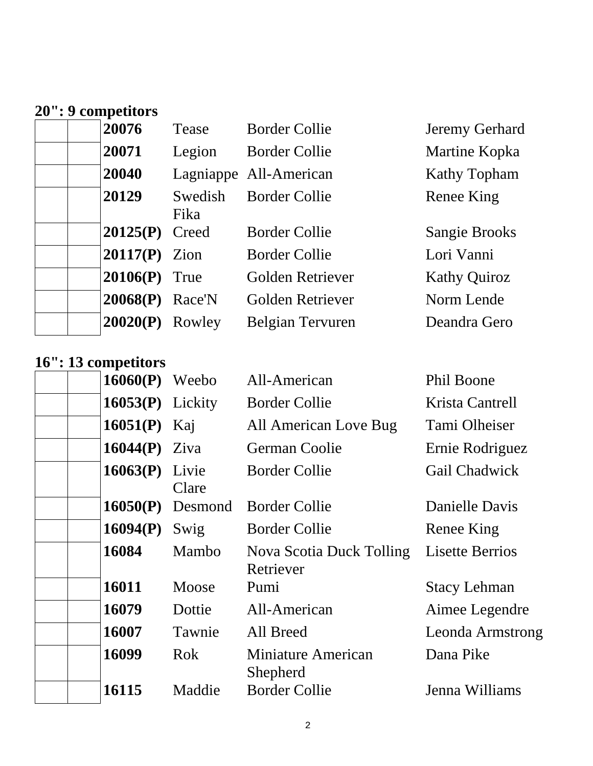**20": 9 competitors**

| | | | | | |
|---|---|---|---|---|---|
| | | **20076** | Tease | Border Collie | Jeremy Gerhard |
| | | **20071** | Legion | Border Collie | Martine Kopka |
| | | **20040** | Lagniappe | All-American | Kathy Topham |
| | | **20129** | Swedish Fika | Border Collie | Renee King |
| | | **20125(P)** | Creed | Border Collie | Sangie Brooks |
| | | **20117(P)** | Zion | Border Collie | Lori Vanni |
| | | **20106(P)** | True | Golden Retriever | Kathy Quiroz |
| | | **20068(P)** | Race'N | Golden Retriever | Norm Lende |
| | | **20020(P)** | Rowley | Belgian Tervuren | Deandra Gero |

**16": 13 competitors**

| | | | | | |
|---|---|---|---|---|---|
| | | **16060(P)** | Weebo | All-American | Phil Boone |
| | | **16053(P)** | Lickity | Border Collie | Krista Cantrell |
| | | **16051(P)** | Kaj | All American Love Bug | Tami Olheiser |
| | | **16044(P)** | Ziva | German Coolie | Ernie Rodriguez |
| | | **16063(P)** | Livie Clare | Border Collie | Gail Chadwick |
| | | **16050(P)** | Desmond | Border Collie | Danielle Davis |
| | | **16094(P)** | Swig | Border Collie | Renee King |
| | | **16084** | Mambo | Nova Scotia Duck Tolling Retriever | Lisette Berrios |
| | | **16011** | Moose | Pumi | Stacy Lehman |
| | | **16079** | Dottie | All-American | Aimee Legendre |
| | | **16007** | Tawnie | All Breed | Leonda Armstrong |
| | | **16099** | Rok | Miniature American Shepherd | Dana Pike |
| | | **16115** | Maddie | Border Collie | Jenna Williams |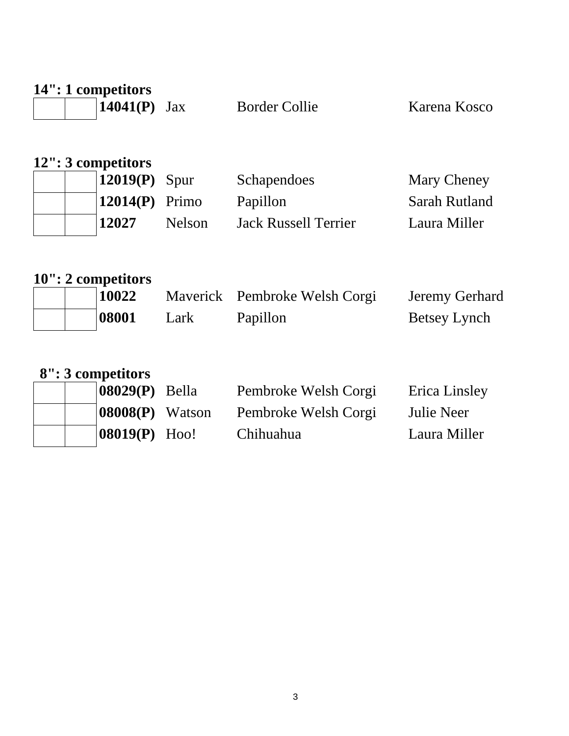**14": 1 competitors**

| | | | | | |
|---|---|---|---|---|---|
| | | **14041(P)** | Jax | Border Collie | Karena Kosco |

**12": 3 competitors**

| | | | | | |
|---|---|---|---|---|---|
| | | **12019(P)** | Spur | Schapendoes | Mary Cheney |
| | | **12014(P)** | Primo | Papillon | Sarah Rutland |
| | | **12027** | Nelson | Jack Russell Terrier | Laura Miller |

**10": 2 competitors**

| | | | | | |
|---|---|---|---|---|---|
| | | **10022** | Maverick | Pembroke Welsh Corgi | Jeremy Gerhard |
| | | **08001** | Lark | Papillon | Betsey Lynch |

**8": 3 competitors**

| | | | | | |
|---|---|---|---|---|---|
| | | **08029(P)** | Bella | Pembroke Welsh Corgi | Erica Linsley |
| | | **08008(P)** | Watson | Pembroke Welsh Corgi | Julie Neer |
| | | **08019(P)** | Hoo! | Chihuahua | Laura Miller |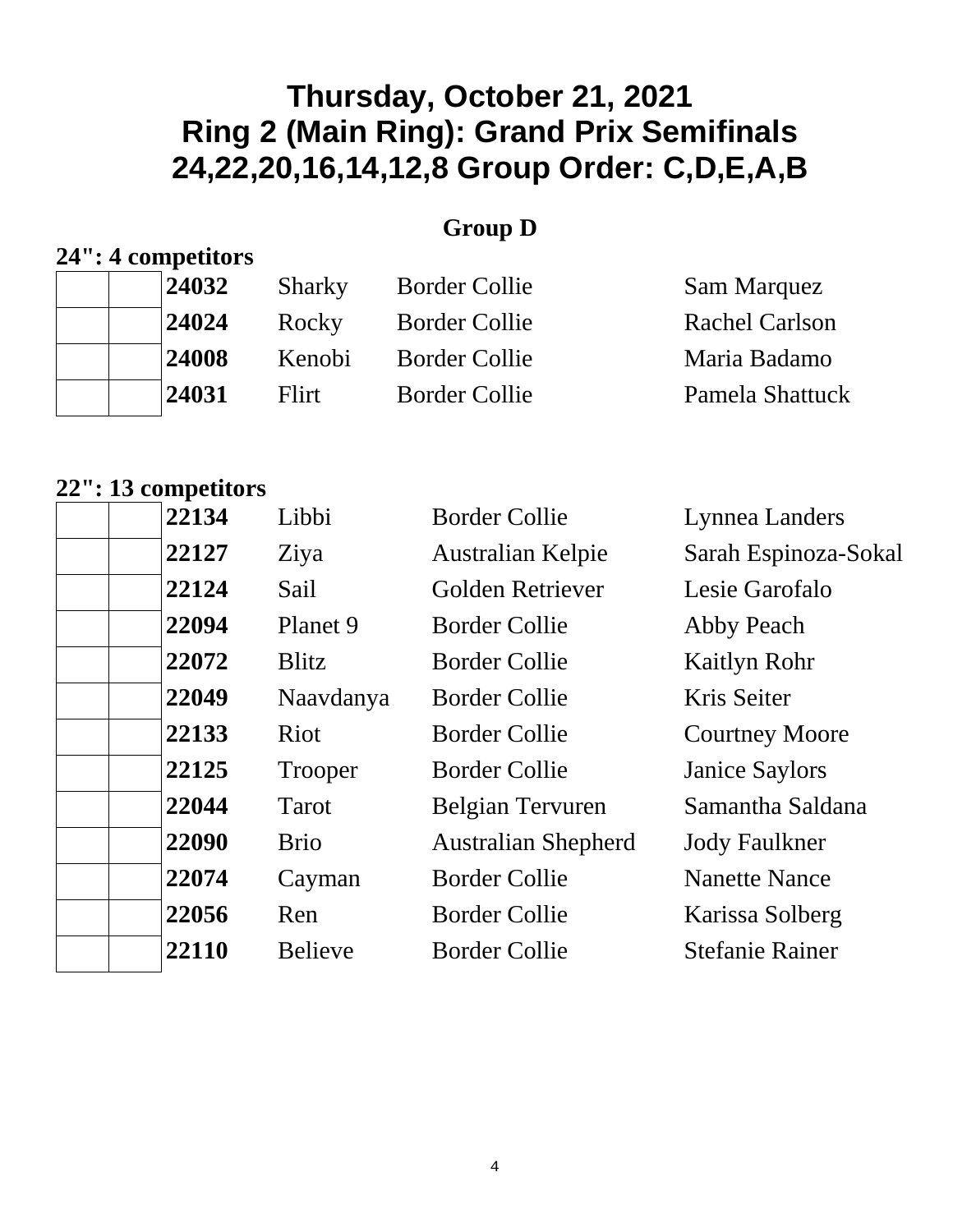# Thursday, October 21, 2021
# Ring 2 (Main Ring): Grand Prix Semifinals
# 24,22,20,16,14,12,8 Group Order: C,D,E,A,B

## Group D

### 24": 4 competitors

| | | Number | Dog | Breed | Handler |
|---|---|---|---|---|---|
| | | **24032** | Sharky | Border Collie | Sam Marquez |
| | | **24024** | Rocky | Border Collie | Rachel Carlson |
| | | **24008** | Kenobi | Border Collie | Maria Badamo |
| | | **24031** | Flirt | Border Collie | Pamela Shattuck |

### 22": 13 competitors

| | | Number | Dog | Breed | Handler |
|---|---|---|---|---|---|
| | | **22134** | Libbi | Border Collie | Lynnea Landers |
| | | **22127** | Ziya | Australian Kelpie | Sarah Espinoza-Sokal |
| | | **22124** | Sail | Golden Retriever | Lesie Garofalo |
| | | **22094** | Planet 9 | Border Collie | Abby Peach |
| | | **22072** | Blitz | Border Collie | Kaitlyn Rohr |
| | | **22049** | Naavdanya | Border Collie | Kris Seiter |
| | | **22133** | Riot | Border Collie | Courtney Moore |
| | | **22125** | Trooper | Border Collie | Janice Saylors |
| | | **22044** | Tarot | Belgian Tervuren | Samantha Saldana |
| | | **22090** | Brio | Australian Shepherd | Jody Faulkner |
| | | **22074** | Cayman | Border Collie | Nanette Nance |
| | | **22056** | Ren | Border Collie | Karissa Solberg |
| | | **22110** | Believe | Border Collie | Stefanie Rainer |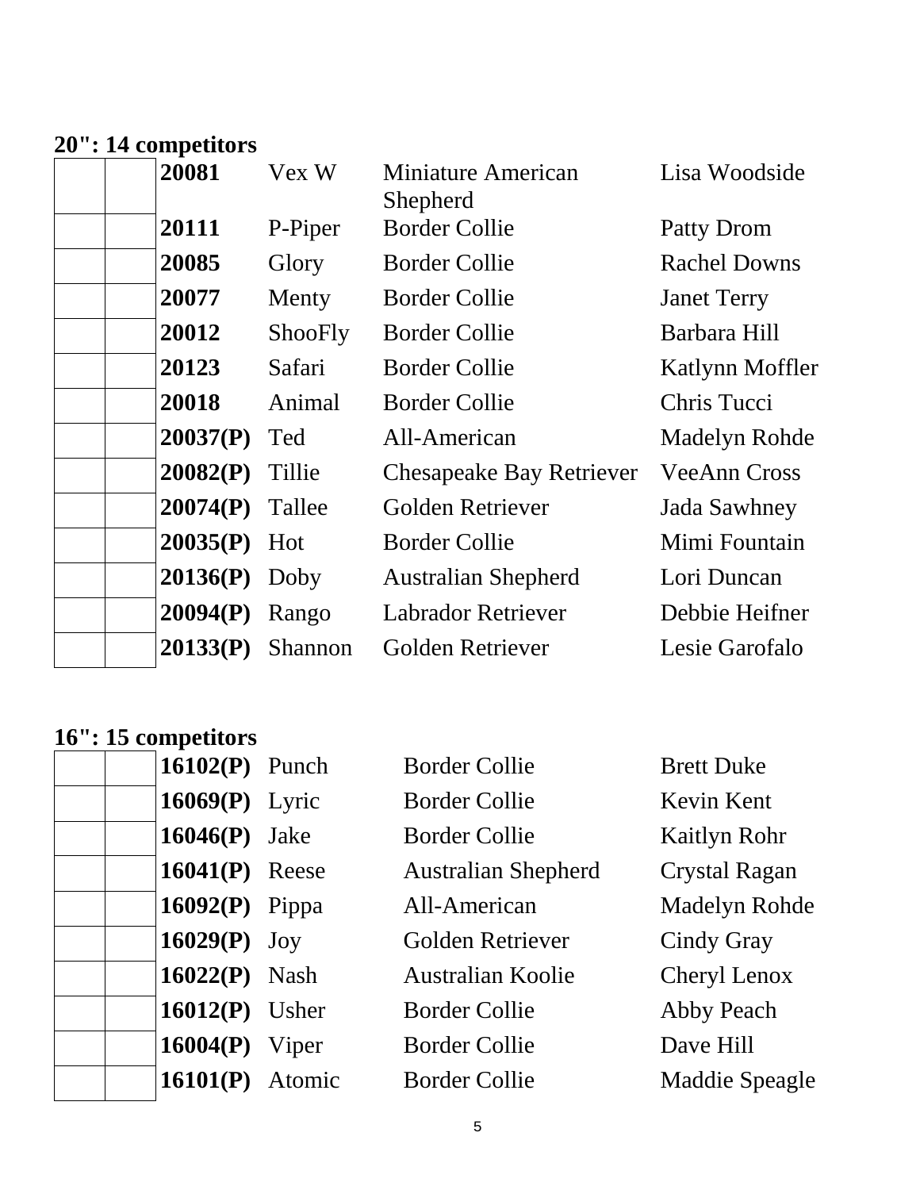**20": 14 competitors**

| | | | | | |
|---|---|---|---|---|---|
| | | **20081** | Vex W | Miniature American Shepherd | Lisa Woodside |
| | | **20111** | P-Piper | Border Collie | Patty Drom |
| | | **20085** | Glory | Border Collie | Rachel Downs |
| | | **20077** | Menty | Border Collie | Janet Terry |
| | | **20012** | ShooFly | Border Collie | Barbara Hill |
| | | **20123** | Safari | Border Collie | Katlynn Moffler |
| | | **20018** | Animal | Border Collie | Chris Tucci |
| | | **20037(P)** | Ted | All-American | Madelyn Rohde |
| | | **20082(P)** | Tillie | Chesapeake Bay Retriever | VeeAnn Cross |
| | | **20074(P)** | Tallee | Golden Retriever | Jada Sawhney |
| | | **20035(P)** | Hot | Border Collie | Mimi Fountain |
| | | **20136(P)** | Doby | Australian Shepherd | Lori Duncan |
| | | **20094(P)** | Rango | Labrador Retriever | Debbie Heifner |
| | | **20133(P)** | Shannon | Golden Retriever | Lesie Garofalo |

**16": 15 competitors**

| | | | | | |
|---|---|---|---|---|---|
| | | **16102(P)** | Punch | Border Collie | Brett Duke |
| | | **16069(P)** | Lyric | Border Collie | Kevin Kent |
| | | **16046(P)** | Jake | Border Collie | Kaitlyn Rohr |
| | | **16041(P)** | Reese | Australian Shepherd | Crystal Ragan |
| | | **16092(P)** | Pippa | All-American | Madelyn Rohde |
| | | **16029(P)** | Joy | Golden Retriever | Cindy Gray |
| | | **16022(P)** | Nash | Australian Koolie | Cheryl Lenox |
| | | **16012(P)** | Usher | Border Collie | Abby Peach |
| | | **16004(P)** | Viper | Border Collie | Dave Hill |
| | | **16101(P)** | Atomic | Border Collie | Maddie Speagle |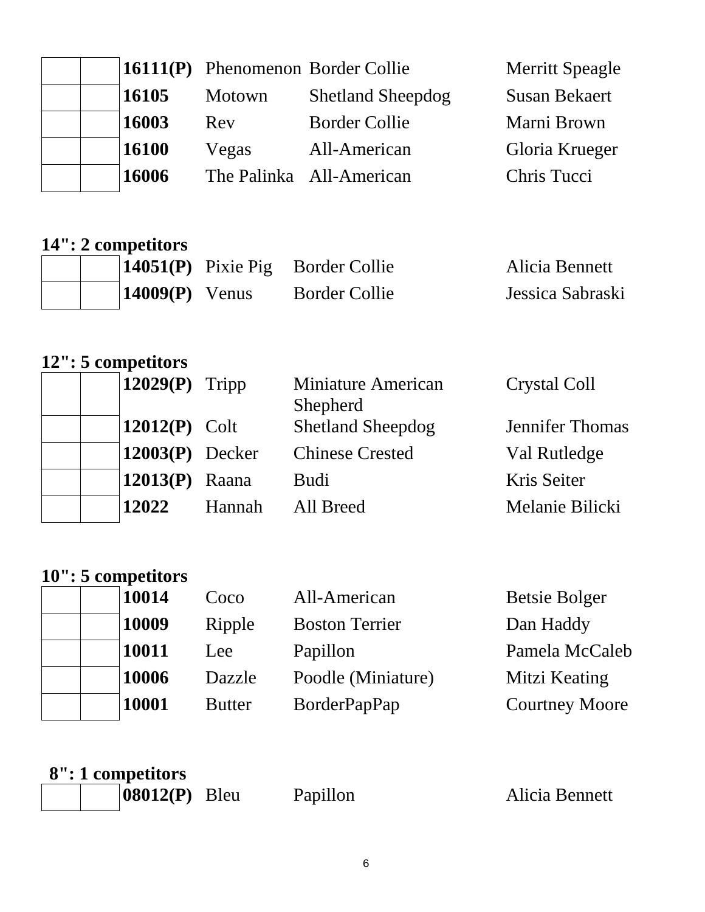| | | | | | |
|---|---|---|---|---|---|
| | | **16111(P)** | Phenomenon | Border Collie | Merritt Speagle |
| | | **16105** | Motown | Shetland Sheepdog | Susan Bekaert |
| | | **16003** | Rev | Border Collie | Marni Brown |
| | | **16100** | Vegas | All-American | Gloria Krueger |
| | | **16006** | The Palinka | All-American | Chris Tucci |

**14": 2 competitors**

| | | | | | |
|---|---|---|---|---|---|
| | | **14051(P)** | Pixie Pig | Border Collie | Alicia Bennett |
| | | **14009(P)** | Venus | Border Collie | Jessica Sabraski |

**12": 5 competitors**

| | | | | | |
|---|---|---|---|---|---|
| | | **12029(P)** | Tripp | Miniature American Shepherd | Crystal Coll |
| | | **12012(P)** | Colt | Shetland Sheepdog | Jennifer Thomas |
| | | **12003(P)** | Decker | Chinese Crested | Val Rutledge |
| | | **12013(P)** | Raana | Budi | Kris Seiter |
| | | **12022** | Hannah | All Breed | Melanie Bilicki |

**10": 5 competitors**

| | | | | | |
|---|---|---|---|---|---|
| | | **10014** | Coco | All-American | Betsie Bolger |
| | | **10009** | Ripple | Boston Terrier | Dan Haddy |
| | | **10011** | Lee | Papillon | Pamela McCaleb |
| | | **10006** | Dazzle | Poodle (Miniature) | Mitzi Keating |
| | | **10001** | Butter | BorderPapPap | Courtney Moore |

**8": 1 competitors**

| | | | | | |
|---|---|---|---|---|---|
| | | **08012(P)** | Bleu | Papillon | Alicia Bennett |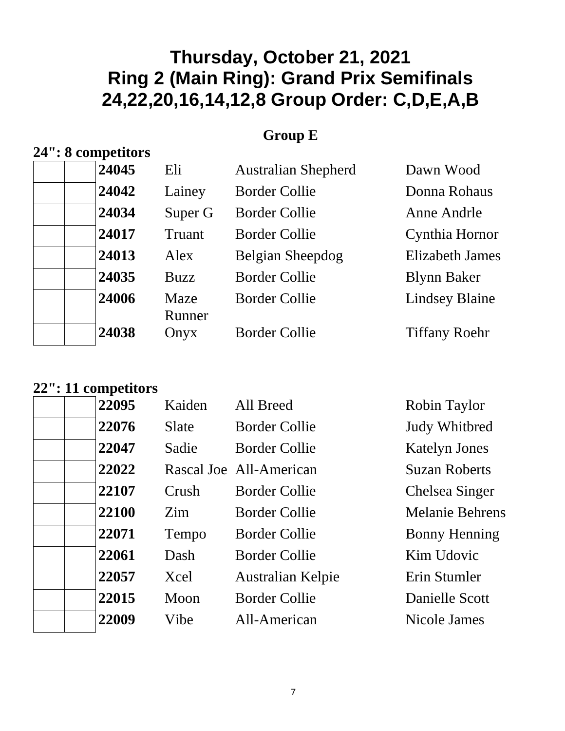# Thursday, October 21, 2021
# Ring 2 (Main Ring): Grand Prix Semifinals
# 24,22,20,16,14,12,8 Group Order: C,D,E,A,B

## Group E

**24": 8 competitors**

| | | | | | |
|---|---|---|---|---|---|
| | | **24045** | Eli | Australian Shepherd | Dawn Wood |
| | | **24042** | Lainey | Border Collie | Donna Rohaus |
| | | **24034** | Super G | Border Collie | Anne Andrle |
| | | **24017** | Truant | Border Collie | Cynthia Hornor |
| | | **24013** | Alex | Belgian Sheepdog | Elizabeth James |
| | | **24035** | Buzz | Border Collie | Blynn Baker |
| | | **24006** | Maze Runner | Border Collie | Lindsey Blaine |
| | | **24038** | Onyx | Border Collie | Tiffany Roehr |

**22": 11 competitors**

| | | | | | |
|---|---|---|---|---|---|
| | | **22095** | Kaiden | All Breed | Robin Taylor |
| | | **22076** | Slate | Border Collie | Judy Whitbred |
| | | **22047** | Sadie | Border Collie | Katelyn Jones |
| | | **22022** | Rascal Joe | All-American | Suzan Roberts |
| | | **22107** | Crush | Border Collie | Chelsea Singer |
| | | **22100** | Zim | Border Collie | Melanie Behrens |
| | | **22071** | Tempo | Border Collie | Bonny Henning |
| | | **22061** | Dash | Border Collie | Kim Udovic |
| | | **22057** | Xcel | Australian Kelpie | Erin Stumler |
| | | **22015** | Moon | Border Collie | Danielle Scott |
| | | **22009** | Vibe | All-American | Nicole James |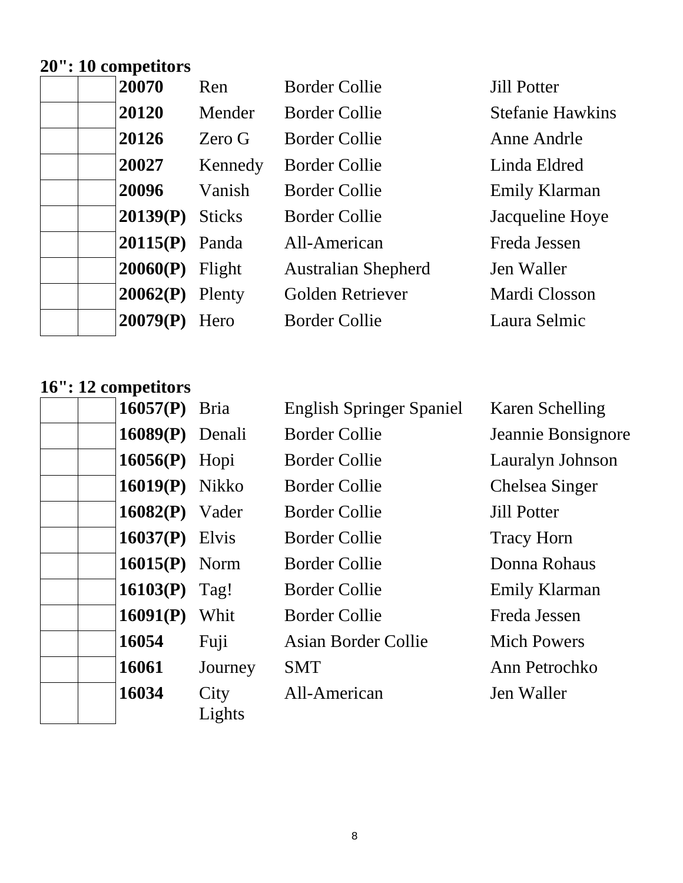## 20": 10 competitors

| | | | | | |
|---|---|---|---|---|---|
| | | **20070** | Ren | Border Collie | Jill Potter |
| | | **20120** | Mender | Border Collie | Stefanie Hawkins |
| | | **20126** | Zero G | Border Collie | Anne Andrle |
| | | **20027** | Kennedy | Border Collie | Linda Eldred |
| | | **20096** | Vanish | Border Collie | Emily Klarman |
| | | **20139(P)** | Sticks | Border Collie | Jacqueline Hoye |
| | | **20115(P)** | Panda | All-American | Freda Jessen |
| | | **20060(P)** | Flight | Australian Shepherd | Jen Waller |
| | | **20062(P)** | Plenty | Golden Retriever | Mardi Closson |
| | | **20079(P)** | Hero | Border Collie | Laura Selmic |

## 16": 12 competitors

| | | | | | |
|---|---|---|---|---|---|
| | | **16057(P)** | Bria | English Springer Spaniel | Karen Schelling |
| | | **16089(P)** | Denali | Border Collie | Jeannie Bonsignore |
| | | **16056(P)** | Hopi | Border Collie | Lauralyn Johnson |
| | | **16019(P)** | Nikko | Border Collie | Chelsea Singer |
| | | **16082(P)** | Vader | Border Collie | Jill Potter |
| | | **16037(P)** | Elvis | Border Collie | Tracy Horn |
| | | **16015(P)** | Norm | Border Collie | Donna Rohaus |
| | | **16103(P)** | Tag! | Border Collie | Emily Klarman |
| | | **16091(P)** | Whit | Border Collie | Freda Jessen |
| | | **16054** | Fuji | Asian Border Collie | Mich Powers |
| | | **16061** | Journey | SMT | Ann Petrochko |
| | | **16034** | City Lights | All-American | Jen Waller |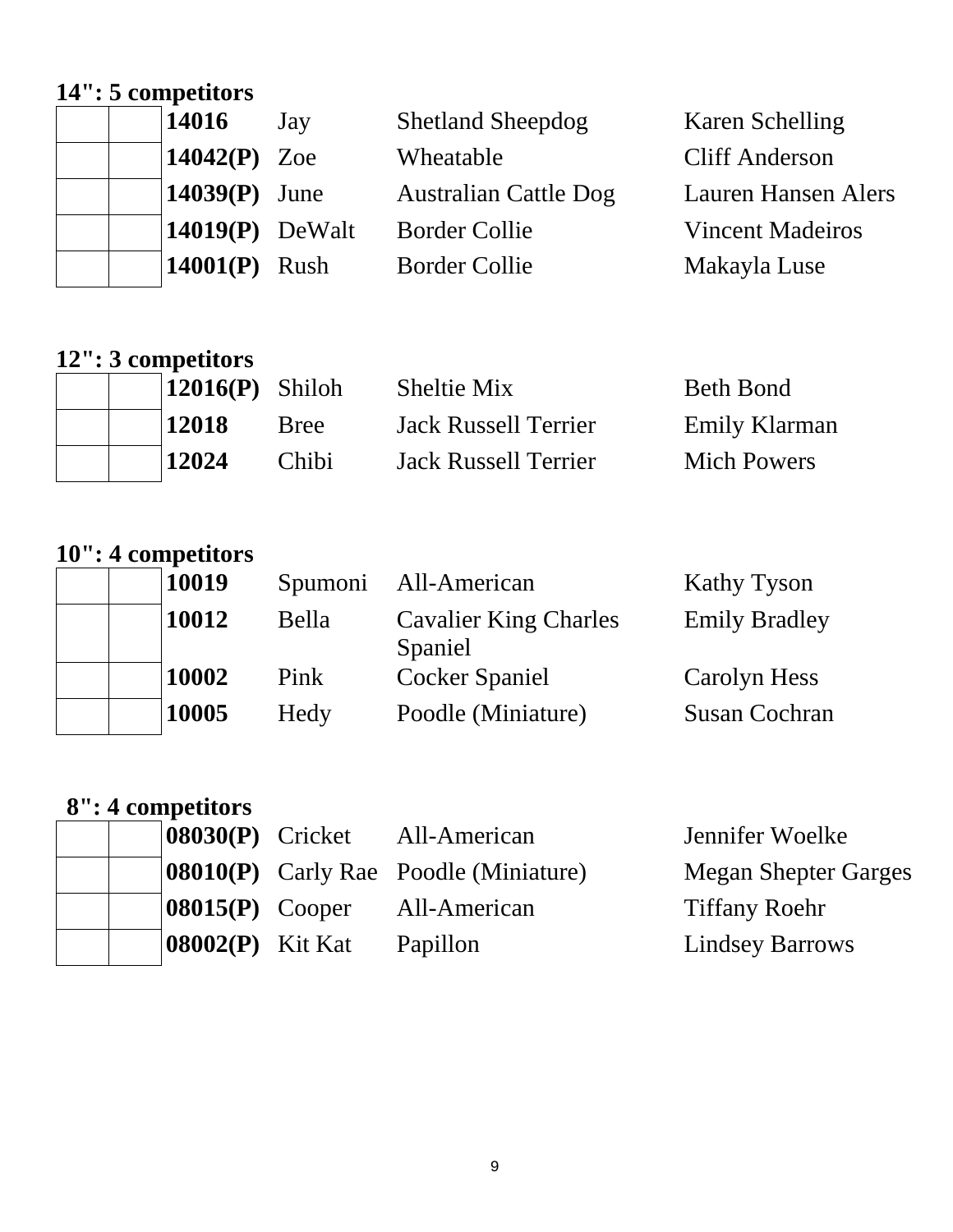## 14": 5 competitors

| | | | | | |
|---|---|---|---|---|---|
| | | **14016** | Jay | Shetland Sheepdog | Karen Schelling |
| | | **14042(P)** | Zoe | Wheatable | Cliff Anderson |
| | | **14039(P)** | June | Australian Cattle Dog | Lauren Hansen Alers |
| | | **14019(P)** | DeWalt | Border Collie | Vincent Madeiros |
| | | **14001(P)** | Rush | Border Collie | Makayla Luse |

## 12": 3 competitors

| | | | | | |
|---|---|---|---|---|---|
| | | **12016(P)** | Shiloh | Sheltie Mix | Beth Bond |
| | | **12018** | Bree | Jack Russell Terrier | Emily Klarman |
| | | **12024** | Chibi | Jack Russell Terrier | Mich Powers |

## 10": 4 competitors

| | | | | | |
|---|---|---|---|---|---|
| | | **10019** | Spumoni | All-American | Kathy Tyson |
| | | **10012** | Bella | Cavalier King Charles Spaniel | Emily Bradley |
| | | **10002** | Pink | Cocker Spaniel | Carolyn Hess |
| | | **10005** | Hedy | Poodle (Miniature) | Susan Cochran |

## 8": 4 competitors

| | | | | | |
|---|---|---|---|---|---|
| | | **08030(P)** | Cricket | All-American | Jennifer Woelke |
| | | **08010(P)** | Carly Rae | Poodle (Miniature) | Megan Shepter Garges |
| | | **08015(P)** | Cooper | All-American | Tiffany Roehr |
| | | **08002(P)** | Kit Kat | Papillon | Lindsey Barrows |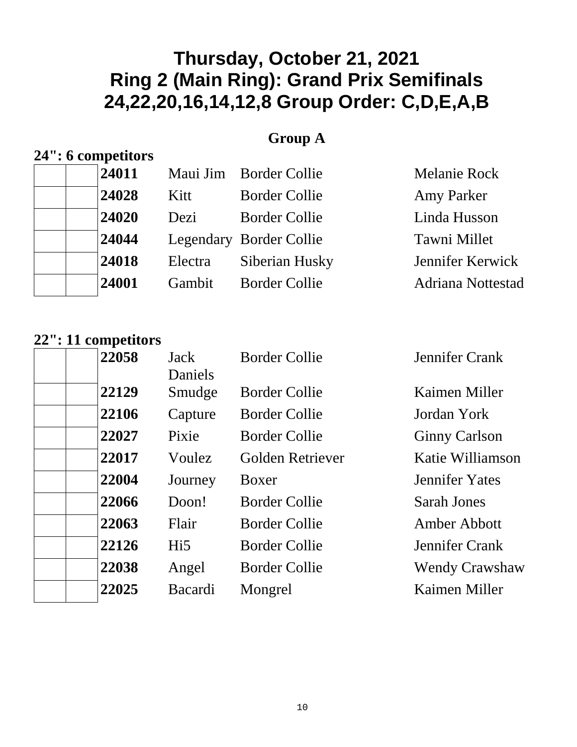# Thursday, October 21, 2021
# Ring 2 (Main Ring): Grand Prix Semifinals
# 24,22,20,16,14,12,8 Group Order: C,D,E,A,B

## Group A

**24": 6 competitors**

| | | | | | |
|---|---|---|---|---|---|
| | | **24011** | Maui Jim | Border Collie | Melanie Rock |
| | | **24028** | Kitt | Border Collie | Amy Parker |
| | | **24020** | Dezi | Border Collie | Linda Husson |
| | | **24044** | Legendary | Border Collie | Tawni Millet |
| | | **24018** | Electra | Siberian Husky | Jennifer Kerwick |
| | | **24001** | Gambit | Border Collie | Adriana Nottestad |

**22": 11 competitors**

| | | | | | |
|---|---|---|---|---|---|
| | | **22058** | Jack Daniels | Border Collie | Jennifer Crank |
| | | **22129** | Smudge | Border Collie | Kaimen Miller |
| | | **22106** | Capture | Border Collie | Jordan York |
| | | **22027** | Pixie | Border Collie | Ginny Carlson |
| | | **22017** | Voulez | Golden Retriever | Katie Williamson |
| | | **22004** | Journey | Boxer | Jennifer Yates |
| | | **22066** | Doon! | Border Collie | Sarah Jones |
| | | **22063** | Flair | Border Collie | Amber Abbott |
| | | **22126** | Hi5 | Border Collie | Jennifer Crank |
| | | **22038** | Angel | Border Collie | Wendy Crawshaw |
| | | **22025** | Bacardi | Mongrel | Kaimen Miller |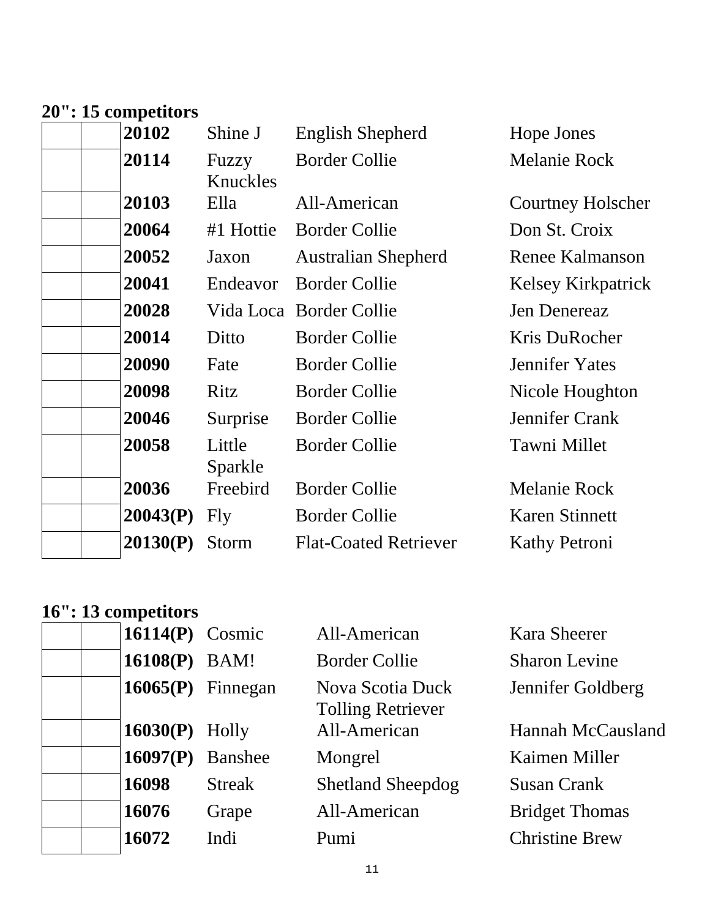**20": 15 competitors**

| | | | | | |
|---|---|---|---|---|---|
| | | **20102** | Shine J | English Shepherd | Hope Jones |
| | | **20114** | Fuzzy Knuckles | Border Collie | Melanie Rock |
| | | **20103** | Ella | All-American | Courtney Holscher |
| | | **20064** | #1 Hottie | Border Collie | Don St. Croix |
| | | **20052** | Jaxon | Australian Shepherd | Renee Kalmanson |
| | | **20041** | Endeavor | Border Collie | Kelsey Kirkpatrick |
| | | **20028** | Vida Loca | Border Collie | Jen Denereaz |
| | | **20014** | Ditto | Border Collie | Kris DuRocher |
| | | **20090** | Fate | Border Collie | Jennifer Yates |
| | | **20098** | Ritz | Border Collie | Nicole Houghton |
| | | **20046** | Surprise | Border Collie | Jennifer Crank |
| | | **20058** | Little Sparkle | Border Collie | Tawni Millet |
| | | **20036** | Freebird | Border Collie | Melanie Rock |
| | | **20043(P)** | Fly | Border Collie | Karen Stinnett |
| | | **20130(P)** | Storm | Flat-Coated Retriever | Kathy Petroni |

**16": 13 competitors**

| | | | | | |
|---|---|---|---|---|---|
| | | **16114(P)** | Cosmic | All-American | Kara Sheerer |
| | | **16108(P)** | BAM! | Border Collie | Sharon Levine |
| | | **16065(P)** | Finnegan | Nova Scotia Duck Tolling Retriever | Jennifer Goldberg |
| | | **16030(P)** | Holly | All-American | Hannah McCausland |
| | | **16097(P)** | Banshee | Mongrel | Kaimen Miller |
| | | **16098** | Streak | Shetland Sheepdog | Susan Crank |
| | | **16076** | Grape | All-American | Bridget Thomas |
| | | **16072** | Indi | Pumi | Christine Brew |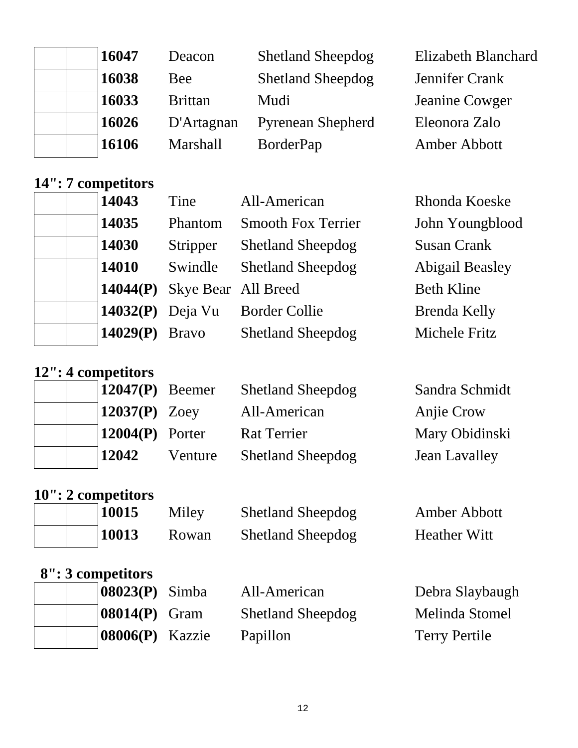| | | Number | Name | Breed | Handler |
|---|---|---|---|---|---|
| | | **16047** | Deacon | Shetland Sheepdog | Elizabeth Blanchard |
| | | **16038** | Bee | Shetland Sheepdog | Jennifer Crank |
| | | **16033** | Brittan | Mudi | Jeanine Cowger |
| | | **16026** | D'Artagnan | Pyrenean Shepherd | Eleonora Zalo |
| | | **16106** | Marshall | BorderPap | Amber Abbott |

## 14": 7 competitors

| | | Number | Name | Breed | Handler |
|---|---|---|---|---|---|
| | | **14043** | Tine | All-American | Rhonda Koeske |
| | | **14035** | Phantom | Smooth Fox Terrier | John Youngblood |
| | | **14030** | Stripper | Shetland Sheepdog | Susan Crank |
| | | **14010** | Swindle | Shetland Sheepdog | Abigail Beasley |
| | | **14044(P)** | Skye Bear | All Breed | Beth Kline |
| | | **14032(P)** | Deja Vu | Border Collie | Brenda Kelly |
| | | **14029(P)** | Bravo | Shetland Sheepdog | Michele Fritz |

## 12": 4 competitors

| | | Number | Name | Breed | Handler |
|---|---|---|---|---|---|
| | | **12047(P)** | Beemer | Shetland Sheepdog | Sandra Schmidt |
| | | **12037(P)** | Zoey | All-American | Anjie Crow |
| | | **12004(P)** | Porter | Rat Terrier | Mary Obidinski |
| | | **12042** | Venture | Shetland Sheepdog | Jean Lavalley |

## 10": 2 competitors

| | | Number | Name | Breed | Handler |
|---|---|---|---|---|---|
| | | **10015** | Miley | Shetland Sheepdog | Amber Abbott |
| | | **10013** | Rowan | Shetland Sheepdog | Heather Witt |

## 8": 3 competitors

| | | Number | Name | Breed | Handler |
|---|---|---|---|---|---|
| | | **08023(P)** | Simba | All-American | Debra Slaybaugh |
| | | **08014(P)** | Gram | Shetland Sheepdog | Melinda Stomel |
| | | **08006(P)** | Kazzie | Papillon | Terry Pertile |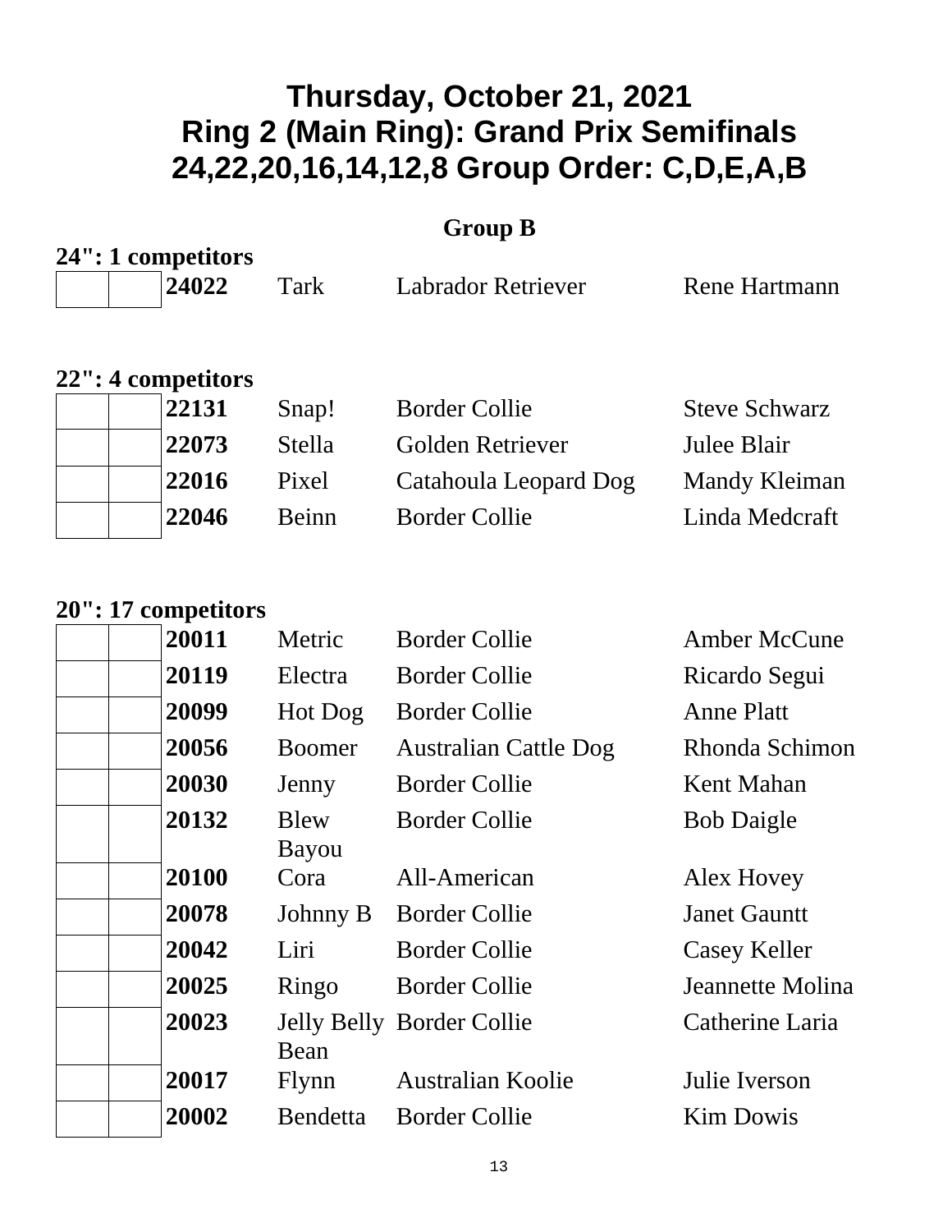# Thursday, October 21, 2021
# Ring 2 (Main Ring): Grand Prix Semifinals
# 24,22,20,16,14,12,8 Group Order: C,D,E,A,B

## Group B

**24": 1 competitors**

| | | | | | |
|---|---|---|---|---|---|
| | | **24022** | Tark | Labrador Retriever | Rene Hartmann |

**22": 4 competitors**

| | | | | | |
|---|---|---|---|---|---|
| | | **22131** | Snap! | Border Collie | Steve Schwarz |
| | | **22073** | Stella | Golden Retriever | Julee Blair |
| | | **22016** | Pixel | Catahoula Leopard Dog | Mandy Kleiman |
| | | **22046** | Beinn | Border Collie | Linda Medcraft |

**20": 17 competitors**

| | | | | | |
|---|---|---|---|---|---|
| | | **20011** | Metric | Border Collie | Amber McCune |
| | | **20119** | Electra | Border Collie | Ricardo Segui |
| | | **20099** | Hot Dog | Border Collie | Anne Platt |
| | | **20056** | Boomer | Australian Cattle Dog | Rhonda Schimon |
| | | **20030** | Jenny | Border Collie | Kent Mahan |
| | | **20132** | Blew Bayou | Border Collie | Bob Daigle |
| | | **20100** | Cora | All-American | Alex Hovey |
| | | **20078** | Johnny B | Border Collie | Janet Gauntt |
| | | **20042** | Liri | Border Collie | Casey Keller |
| | | **20025** | Ringo | Border Collie | Jeannette Molina |
| | | **20023** | Jelly Belly Bean | Border Collie | Catherine Laria |
| | | **20017** | Flynn | Australian Koolie | Julie Iverson |
| | | **20002** | Bendetta | Border Collie | Kim Dowis |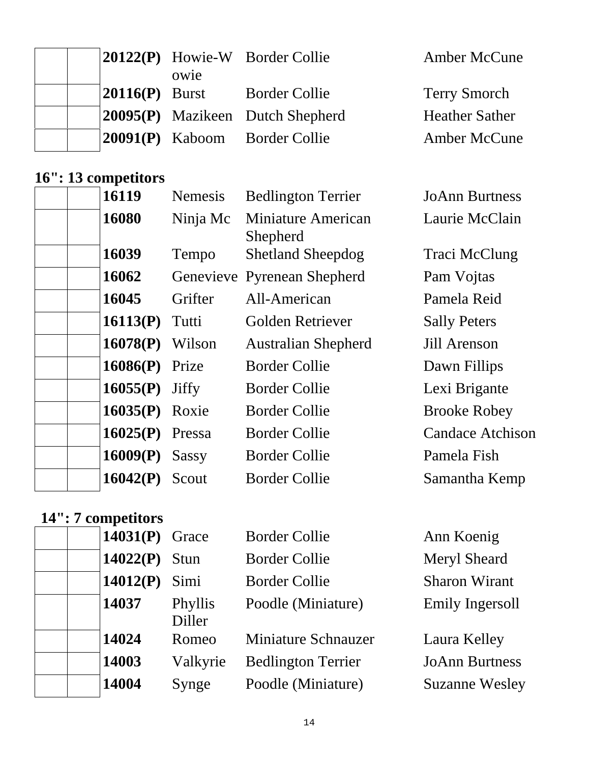| | | | | | |
|---|---|---|---|---|---|
| | | **20122(P)** | Howie-Wowie | Border Collie | Amber McCune |
| | | **20116(P)** | Burst | Border Collie | Terry Smorch |
| | | **20095(P)** | Mazikeen | Dutch Shepherd | Heather Sather |
| | | **20091(P)** | Kaboom | Border Collie | Amber McCune |

## 16": 13 competitors

| | | | | | |
|---|---|---|---|---|---|
| | | **16119** | Nemesis | Bedlington Terrier | JoAnn Burtness |
| | | **16080** | Ninja Mc | Miniature American Shepherd | Laurie McClain |
| | | **16039** | Tempo | Shetland Sheepdog | Traci McClung |
| | | **16062** | Genevieve | Pyrenean Shepherd | Pam Vojtas |
| | | **16045** | Grifter | All-American | Pamela Reid |
| | | **16113(P)** | Tutti | Golden Retriever | Sally Peters |
| | | **16078(P)** | Wilson | Australian Shepherd | Jill Arenson |
| | | **16086(P)** | Prize | Border Collie | Dawn Fillips |
| | | **16055(P)** | Jiffy | Border Collie | Lexi Brigante |
| | | **16035(P)** | Roxie | Border Collie | Brooke Robey |
| | | **16025(P)** | Pressa | Border Collie | Candace Atchison |
| | | **16009(P)** | Sassy | Border Collie | Pamela Fish |
| | | **16042(P)** | Scout | Border Collie | Samantha Kemp |

## 14": 7 competitors

| | | | | | |
|---|---|---|---|---|---|
| | | **14031(P)** | Grace | Border Collie | Ann Koenig |
| | | **14022(P)** | Stun | Border Collie | Meryl Sheard |
| | | **14012(P)** | Simi | Border Collie | Sharon Wirant |
| | | **14037** | Phyllis Diller | Poodle (Miniature) | Emily Ingersoll |
| | | **14024** | Romeo | Miniature Schnauzer | Laura Kelley |
| | | **14003** | Valkyrie | Bedlington Terrier | JoAnn Burtness |
| | | **14004** | Synge | Poodle (Miniature) | Suzanne Wesley |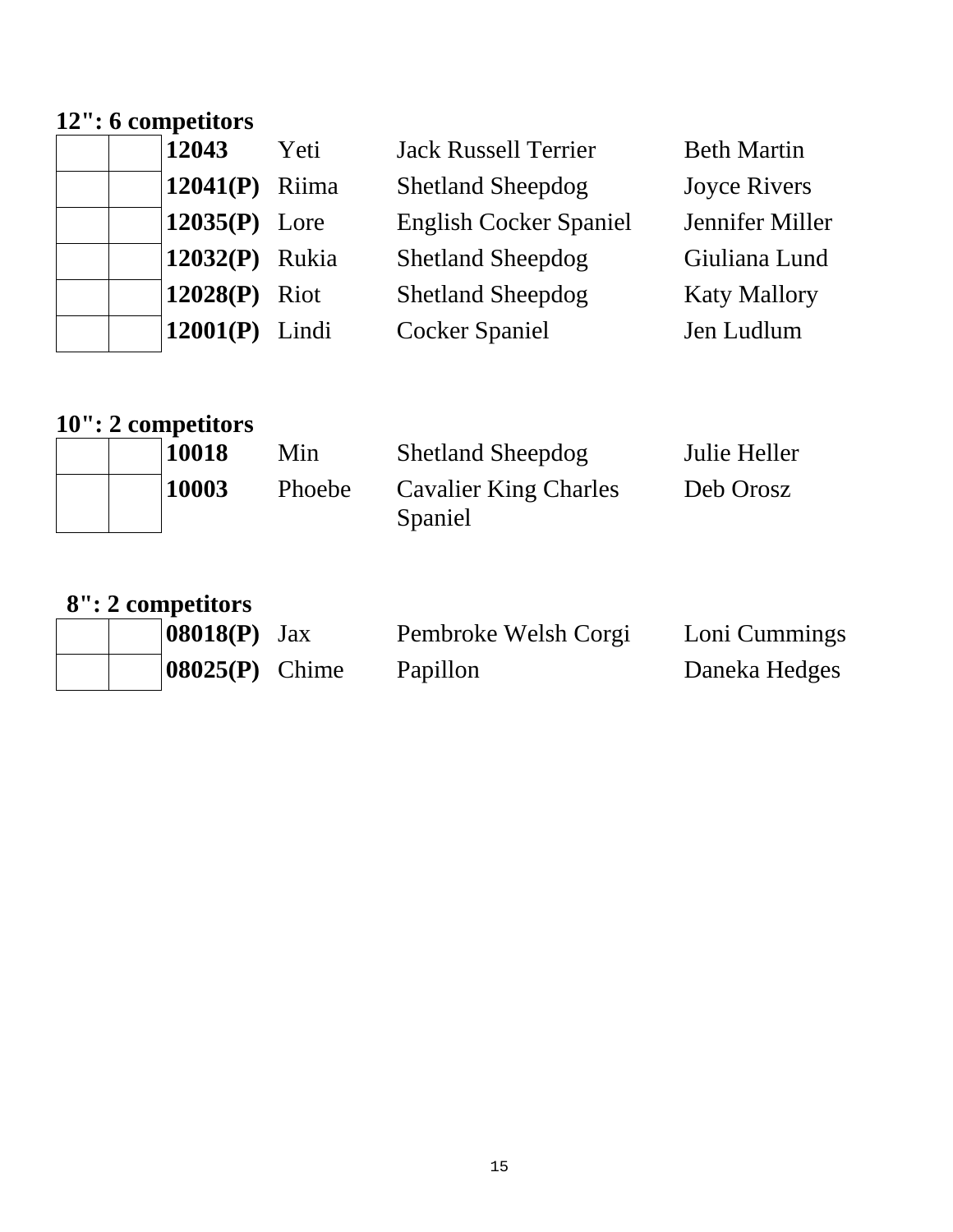**12": 6 competitors**

| | | | | | |
|---|---|---|---|---|---|
| | | **12043** | Yeti | Jack Russell Terrier | Beth Martin |
| | | **12041(P)** | Riima | Shetland Sheepdog | Joyce Rivers |
| | | **12035(P)** | Lore | English Cocker Spaniel | Jennifer Miller |
| | | **12032(P)** | Rukia | Shetland Sheepdog | Giuliana Lund |
| | | **12028(P)** | Riot | Shetland Sheepdog | Katy Mallory |
| | | **12001(P)** | Lindi | Cocker Spaniel | Jen Ludlum |

**10": 2 competitors**

| | | | | | |
|---|---|---|---|---|---|
| | | **10018** | Min | Shetland Sheepdog | Julie Heller |
| | | **10003** | Phoebe | Cavalier King Charles Spaniel | Deb Orosz |

**8": 2 competitors**

| | | | | | |
|---|---|---|---|---|---|
| | | **08018(P)** | Jax | Pembroke Welsh Corgi | Loni Cummings |
| | | **08025(P)** | Chime | Papillon | Daneka Hedges |